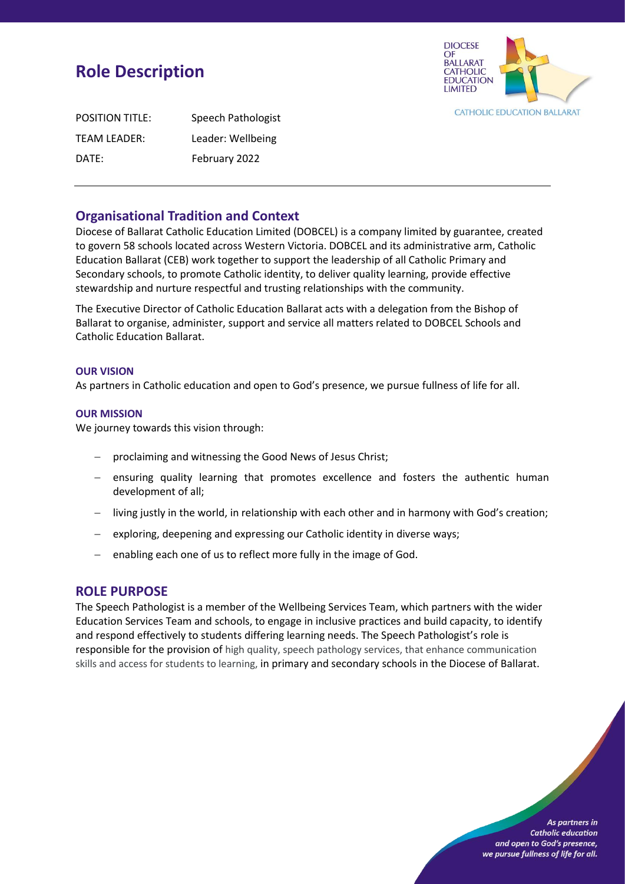# Role Description

POSITION TITLE: Speech Pathologist
TEAM LEADER: Leader: Wellbeing
DATE: February 2022

## Organisational Tradition and Context

Diocese of Ballarat Catholic Education Limited (DOBCEL) is a company limited by guarantee, created to govern 58 schools located across Western Victoria. DOBCEL and its administrative arm, Catholic Education Ballarat (CEB) work together to support the leadership of all Catholic Primary and Secondary schools, to promote Catholic identity, to deliver quality learning, provide effective stewardship and nurture respectful and trusting relationships with the community.

The Executive Director of Catholic Education Ballarat acts with a delegation from the Bishop of Ballarat to organise, administer, support and service all matters related to DOBCEL Schools and Catholic Education Ballarat.

### OUR VISION

As partners in Catholic education and open to God's presence, we pursue fullness of life for all.

### OUR MISSION

We journey towards this vision through:

- proclaiming and witnessing the Good News of Jesus Christ;
- ensuring quality learning that promotes excellence and fosters the authentic human development of all;
- living justly in the world, in relationship with each other and in harmony with God's creation;
- exploring, deepening and expressing our Catholic identity in diverse ways;
- enabling each one of us to reflect more fully in the image of God.

## ROLE PURPOSE

The Speech Pathologist is a member of the Wellbeing Services Team, which partners with the wider Education Services Team and schools, to engage in inclusive practices and build capacity, to identify and respond effectively to students differing learning needs. The Speech Pathologist's role is responsible for the provision of high quality, speech pathology services, that enhance communication skills and access for students to learning, in primary and secondary schools in the Diocese of Ballarat.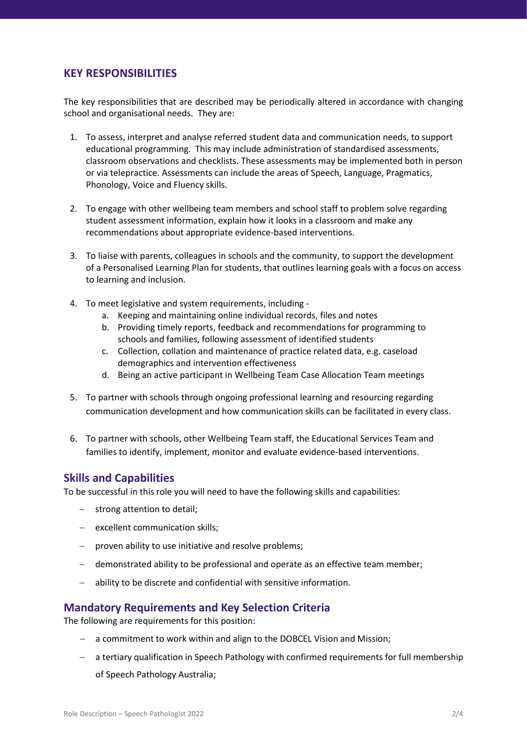## KEY RESPONSIBILITIES

The key responsibilities that are described may be periodically altered in accordance with changing school and organisational needs. They are:

1. To assess, interpret and analyse referred student data and communication needs, to support educational programming. This may include administration of standardised assessments, classroom observations and checklists. These assessments may be implemented both in person or via telepractice. Assessments can include the areas of Speech, Language, Pragmatics, Phonology, Voice and Fluency skills.

2. To engage with other wellbeing team members and school staff to problem solve regarding student assessment information, explain how it looks in a classroom and make any recommendations about appropriate evidence-based interventions.

3. To liaise with parents, colleagues in schools and the community, to support the development of a Personalised Learning Plan for students, that outlines learning goals with a focus on access to learning and inclusion.

4. To meet legislative and system requirements, including -
   a. Keeping and maintaining online individual records, files and notes
   b. Providing timely reports, feedback and recommendations for programming to schools and families, following assessment of identified students
   c. Collection, collation and maintenance of practice related data, e.g. caseload demographics and intervention effectiveness
   d. Being an active participant in Wellbeing Team Case Allocation Team meetings

5. To partner with schools through ongoing professional learning and resourcing regarding communication development and how communication skills can be facilitated in every class.

6. To partner with schools, other Wellbeing Team staff, the Educational Services Team and families to identify, implement, monitor and evaluate evidence-based interventions.

## Skills and Capabilities

To be successful in this role you will need to have the following skills and capabilities:

- strong attention to detail;
- excellent communication skills;
- proven ability to use initiative and resolve problems;
- demonstrated ability to be professional and operate as an effective team member;
- ability to be discrete and confidential with sensitive information.

## Mandatory Requirements and Key Selection Criteria

The following are requirements for this position:

- a commitment to work within and align to the DOBCEL Vision and Mission;
- a tertiary qualification in Speech Pathology with confirmed requirements for full membership of Speech Pathology Australia;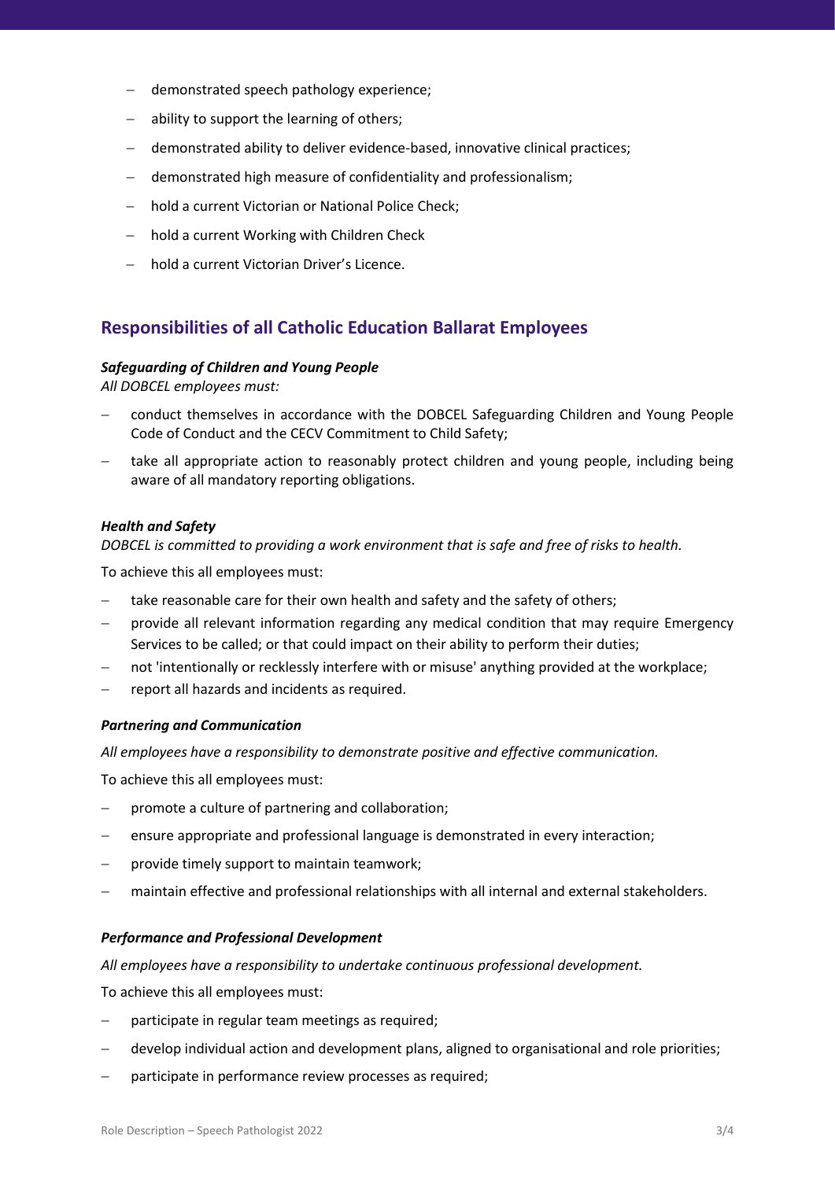- demonstrated speech pathology experience;
- ability to support the learning of others;
- demonstrated ability to deliver evidence-based, innovative clinical practices;
- demonstrated high measure of confidentiality and professionalism;
- hold a current Victorian or National Police Check;
- hold a current Working with Children Check
- hold a current Victorian Driver's Licence.

## Responsibilities of all Catholic Education Ballarat Employees

***Safeguarding of Children and Young People***

*All DOBCEL employees must:*

- conduct themselves in accordance with the DOBCEL Safeguarding Children and Young People Code of Conduct and the CECV Commitment to Child Safety;
- take all appropriate action to reasonably protect children and young people, including being aware of all mandatory reporting obligations.

***Health and Safety***

*DOBCEL is committed to providing a work environment that is safe and free of risks to health.*

To achieve this all employees must:

- take reasonable care for their own health and safety and the safety of others;
- provide all relevant information regarding any medical condition that may require Emergency Services to be called; or that could impact on their ability to perform their duties;
- not 'intentionally or recklessly interfere with or misuse' anything provided at the workplace;
- report all hazards and incidents as required.

***Partnering and Communication***

*All employees have a responsibility to demonstrate positive and effective communication.*

To achieve this all employees must:

- promote a culture of partnering and collaboration;
- ensure appropriate and professional language is demonstrated in every interaction;
- provide timely support to maintain teamwork;
- maintain effective and professional relationships with all internal and external stakeholders.

***Performance and Professional Development***

*All employees have a responsibility to undertake continuous professional development.*

To achieve this all employees must:

- participate in regular team meetings as required;
- develop individual action and development plans, aligned to organisational and role priorities;
- participate in performance review processes as required;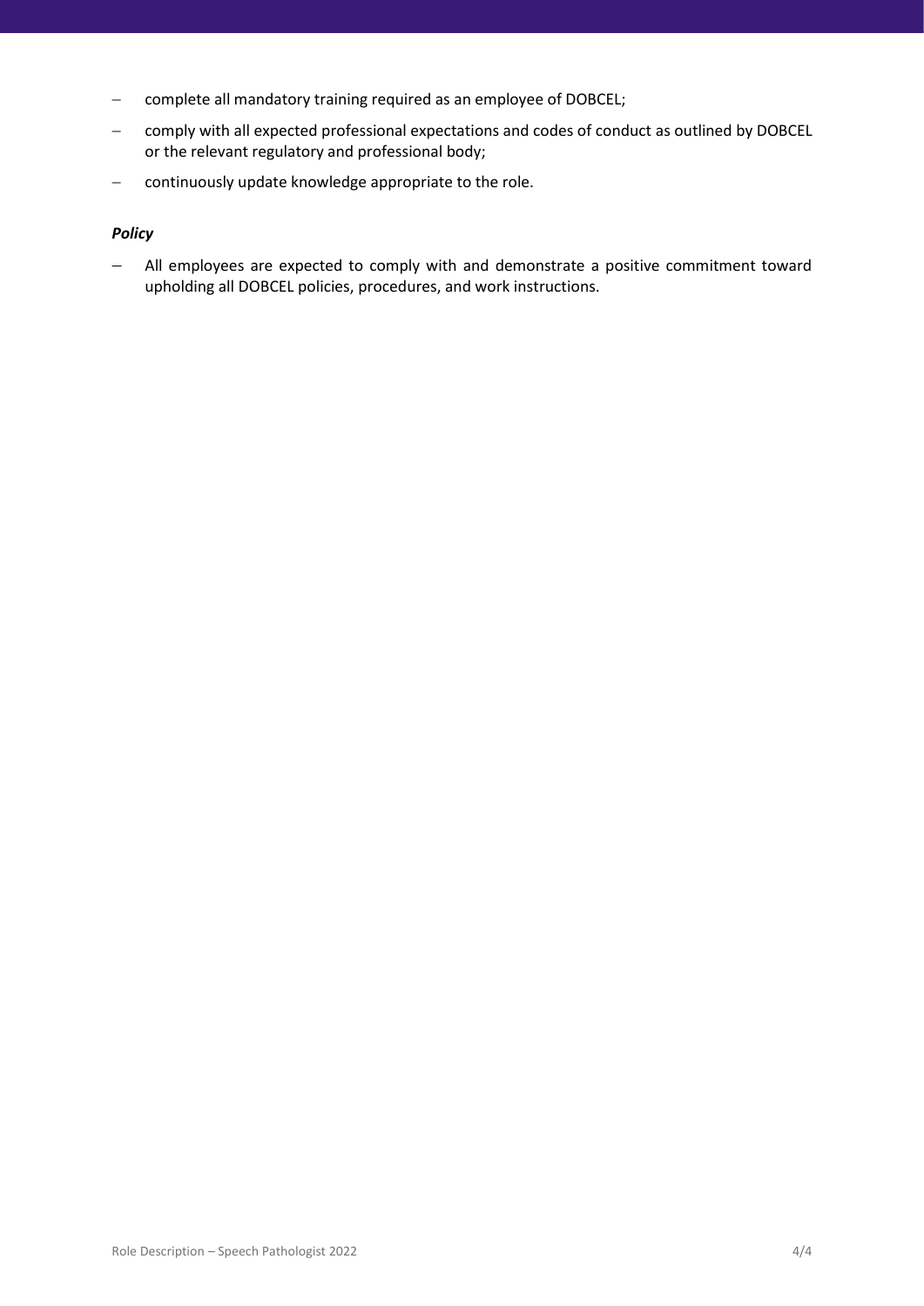- complete all mandatory training required as an employee of DOBCEL;
- comply with all expected professional expectations and codes of conduct as outlined by DOBCEL or the relevant regulatory and professional body;
- continuously update knowledge appropriate to the role.

***Policy***

- All employees are expected to comply with and demonstrate a positive commitment toward upholding all DOBCEL policies, procedures, and work instructions.